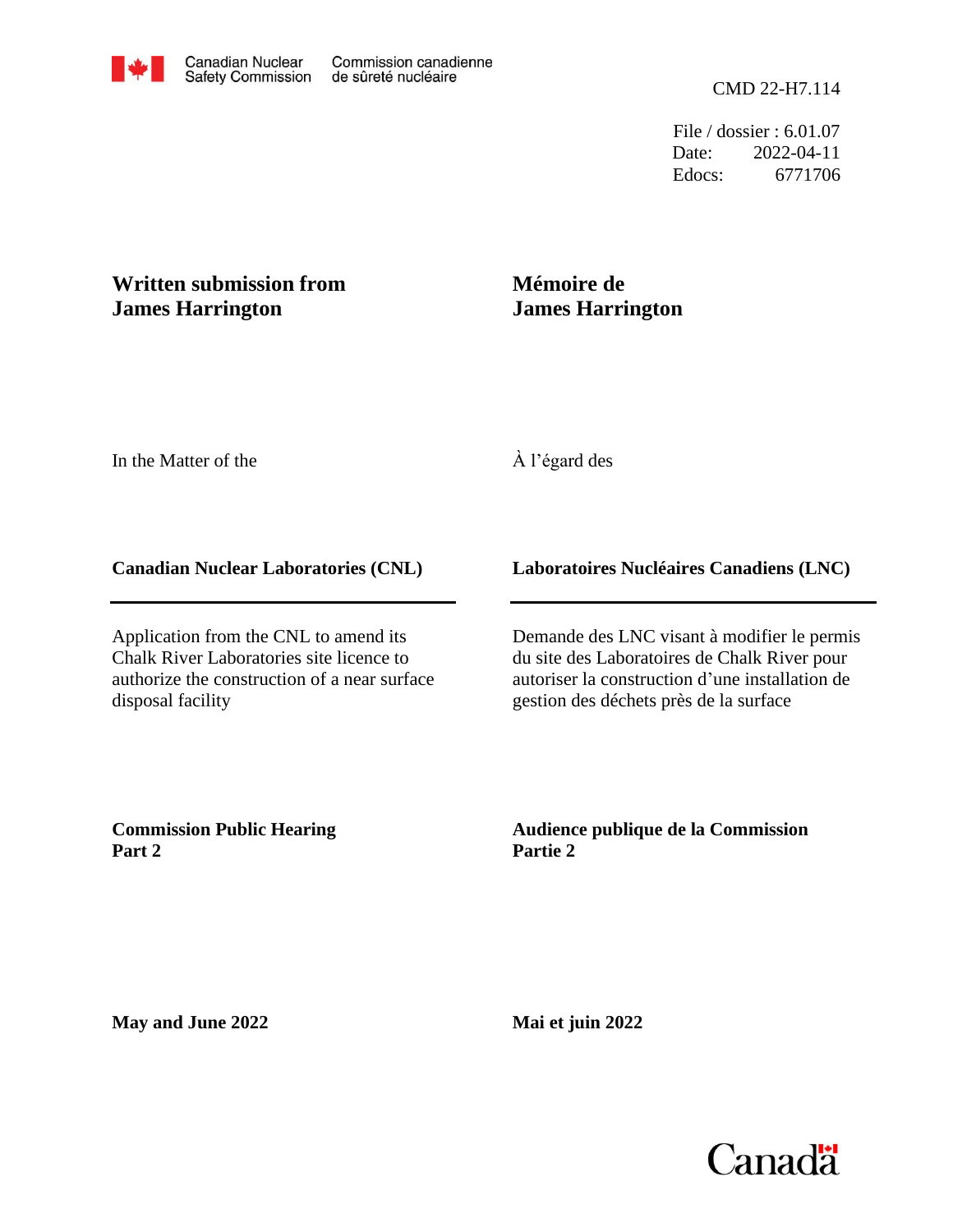Canadian Nuclear Safety Commission | Commission canadienne de sûreté nucléaire

CMD 22-H7.114

File / dossier : 6.01.07
Date: 2022-04-11
Edocs: 6771706

## Written submission from James Harrington

## Mémoire de James Harrington

In the Matter of the

À l'égard des

**Canadian Nuclear Laboratories (CNL)**

**Laboratoires Nucléaires Canadiens (LNC)**

Application from the CNL to amend its Chalk River Laboratories site licence to authorize the construction of a near surface disposal facility

Demande des LNC visant à modifier le permis du site des Laboratoires de Chalk River pour autoriser la construction d'une installation de gestion des déchets près de la surface

**Commission Public Hearing
Part 2**

**Audience publique de la Commission
Partie 2**

**May and June 2022**

**Mai et juin 2022**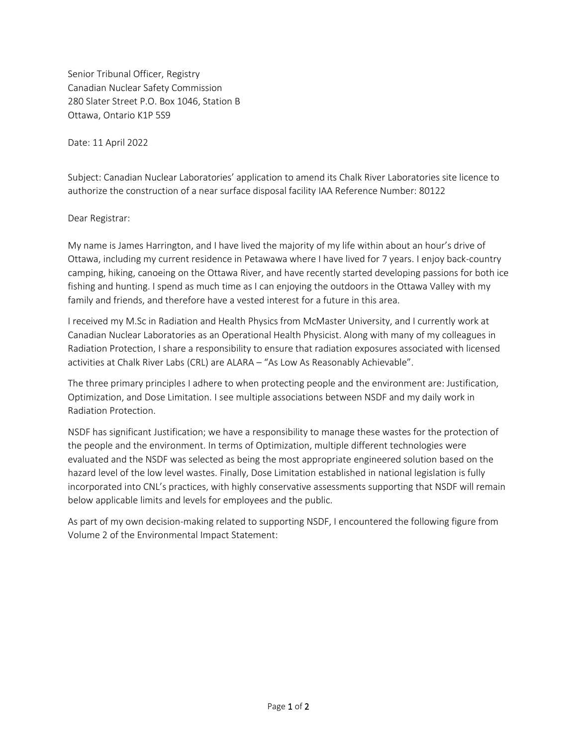Senior Tribunal Officer, Registry
Canadian Nuclear Safety Commission
280 Slater Street P.O. Box 1046, Station B
Ottawa, Ontario K1P 5S9

Date: 11 April 2022

Subject: Canadian Nuclear Laboratories' application to amend its Chalk River Laboratories site licence to authorize the construction of a near surface disposal facility IAA Reference Number: 80122

Dear Registrar:

My name is James Harrington, and I have lived the majority of my life within about an hour's drive of Ottawa, including my current residence in Petawawa where I have lived for 7 years. I enjoy back-country camping, hiking, canoeing on the Ottawa River, and have recently started developing passions for both ice fishing and hunting. I spend as much time as I can enjoying the outdoors in the Ottawa Valley with my family and friends, and therefore have a vested interest for a future in this area.

I received my M.Sc in Radiation and Health Physics from McMaster University, and I currently work at Canadian Nuclear Laboratories as an Operational Health Physicist. Along with many of my colleagues in Radiation Protection, I share a responsibility to ensure that radiation exposures associated with licensed activities at Chalk River Labs (CRL) are ALARA – "As Low As Reasonably Achievable".

The three primary principles I adhere to when protecting people and the environment are: Justification, Optimization, and Dose Limitation. I see multiple associations between NSDF and my daily work in Radiation Protection.

NSDF has significant Justification; we have a responsibility to manage these wastes for the protection of the people and the environment. In terms of Optimization, multiple different technologies were evaluated and the NSDF was selected as being the most appropriate engineered solution based on the hazard level of the low level wastes. Finally, Dose Limitation established in national legislation is fully incorporated into CNL's practices, with highly conservative assessments supporting that NSDF will remain below applicable limits and levels for employees and the public.

As part of my own decision-making related to supporting NSDF, I encountered the following figure from Volume 2 of the Environmental Impact Statement: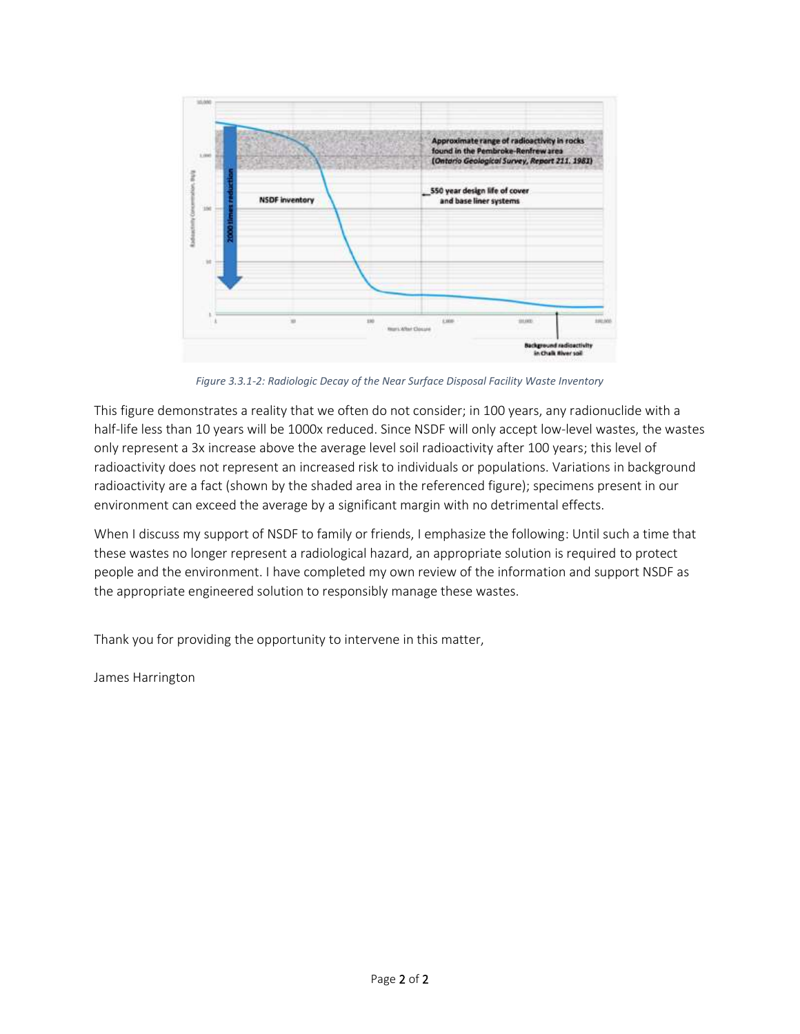10,000

Approximate range of radioactivity in rocks found in the Pembroke-Renfrew area (Ontario Geological Survey, Report 211, 1981)

1,000

Radioactivity Concentration, Bq/g

550 year design life of cover and base liner systems

NSDF inventory

2000 times reduction

100

10

1

1 10 100 1,000 10,000 100,000

Years After Closure

Background radioactivity in Chalk River soil

*Figure 3.3.1-2: Radiologic Decay of the Near Surface Disposal Facility Waste Inventory*

This figure demonstrates a reality that we often do not consider; in 100 years, any radionuclide with a half-life less than 10 years will be 1000x reduced. Since NSDF will only accept low-level wastes, the wastes only represent a 3x increase above the average level soil radioactivity after 100 years; this level of radioactivity does not represent an increased risk to individuals or populations. Variations in background radioactivity are a fact (shown by the shaded area in the referenced figure); specimens present in our environment can exceed the average by a significant margin with no detrimental effects.

When I discuss my support of NSDF to family or friends, I emphasize the following: Until such a time that these wastes no longer represent a radiological hazard, an appropriate solution is required to protect people and the environment. I have completed my own review of the information and support NSDF as the appropriate engineered solution to responsibly manage these wastes.

Thank you for providing the opportunity to intervene in this matter,

James Harrington